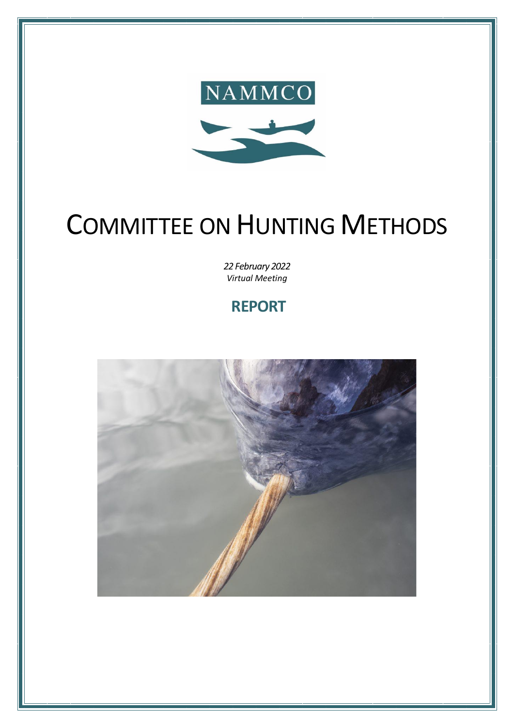NAMMCO

# COMMITTEE ON HUNTING METHODS

*22 February 2022*
*Virtual Meeting*

## REPORT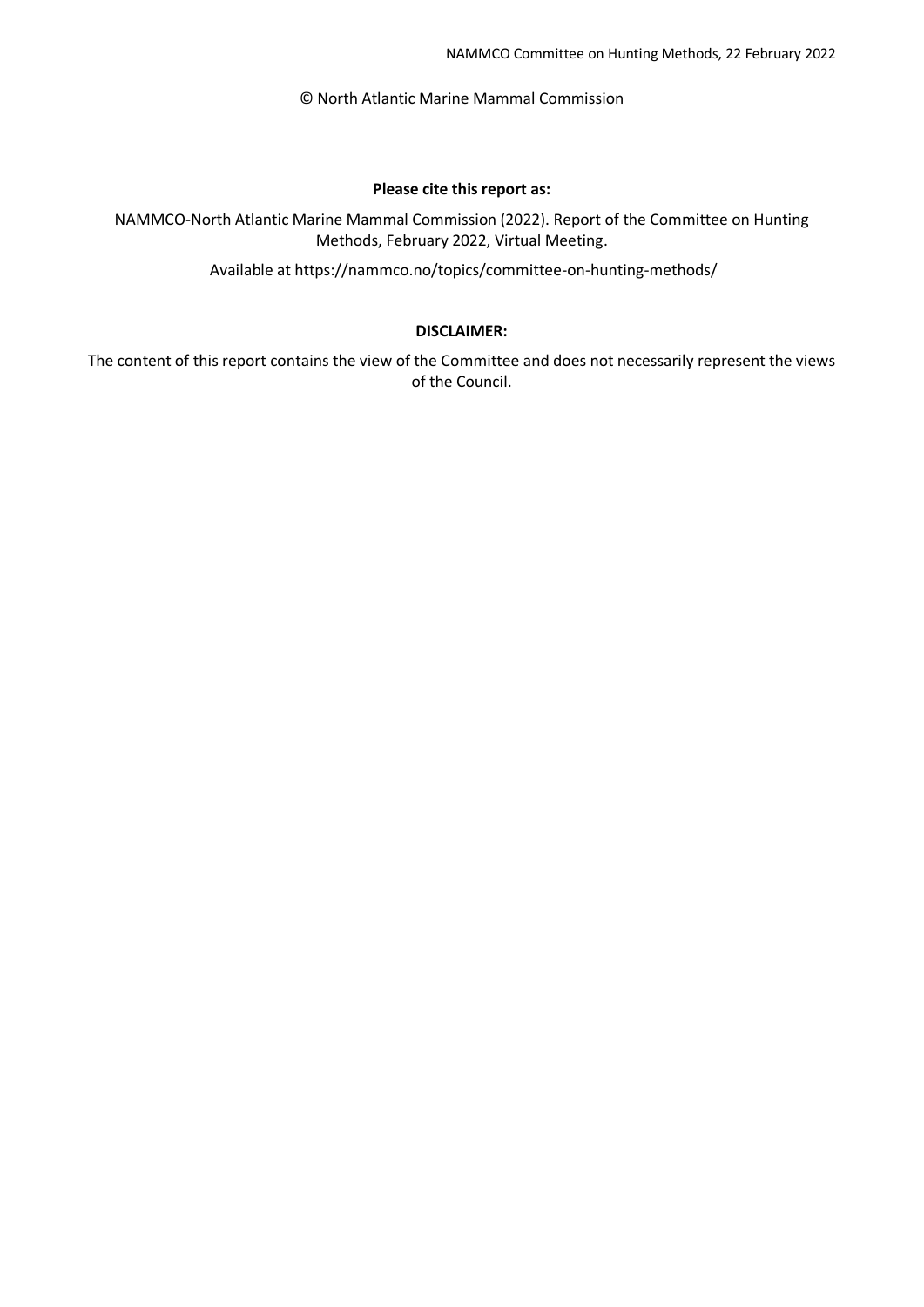© North Atlantic Marine Mammal Commission

**Please cite this report as:**

NAMMCO-North Atlantic Marine Mammal Commission (2022). Report of the Committee on Hunting Methods, February 2022, Virtual Meeting.

Available at https://nammco.no/topics/committee-on-hunting-methods/

**DISCLAIMER:**

The content of this report contains the view of the Committee and does not necessarily represent the views of the Council.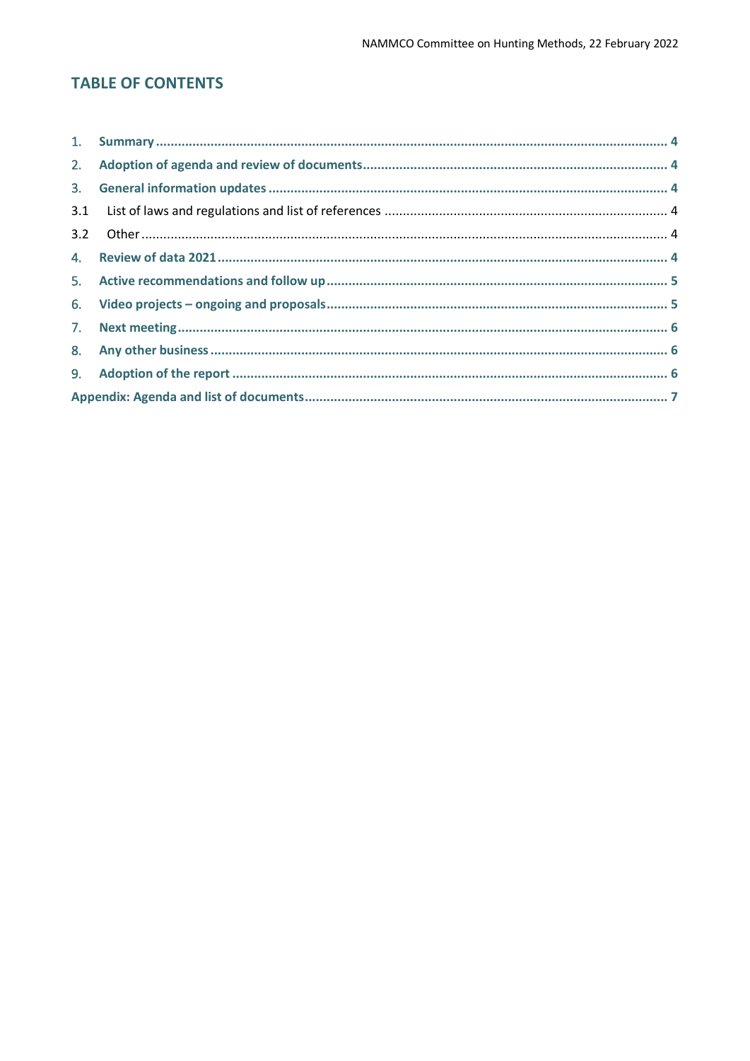## TABLE OF CONTENTS

1. **Summary** ..... 4
2. **Adoption of agenda and review of documents** ..... 4
3. **General information updates** ..... 4

3.1 List of laws and regulations and list of references ..... 4

3.2 Other ..... 4

4. **Review of data 2021** ..... 4
5. **Active recommendations and follow up** ..... 5
6. **Video projects – ongoing and proposals** ..... 5
7. **Next meeting** ..... 6
8. **Any other business** ..... 6
9. **Adoption of the report** ..... 6

**Appendix: Agenda and list of documents** ..... 7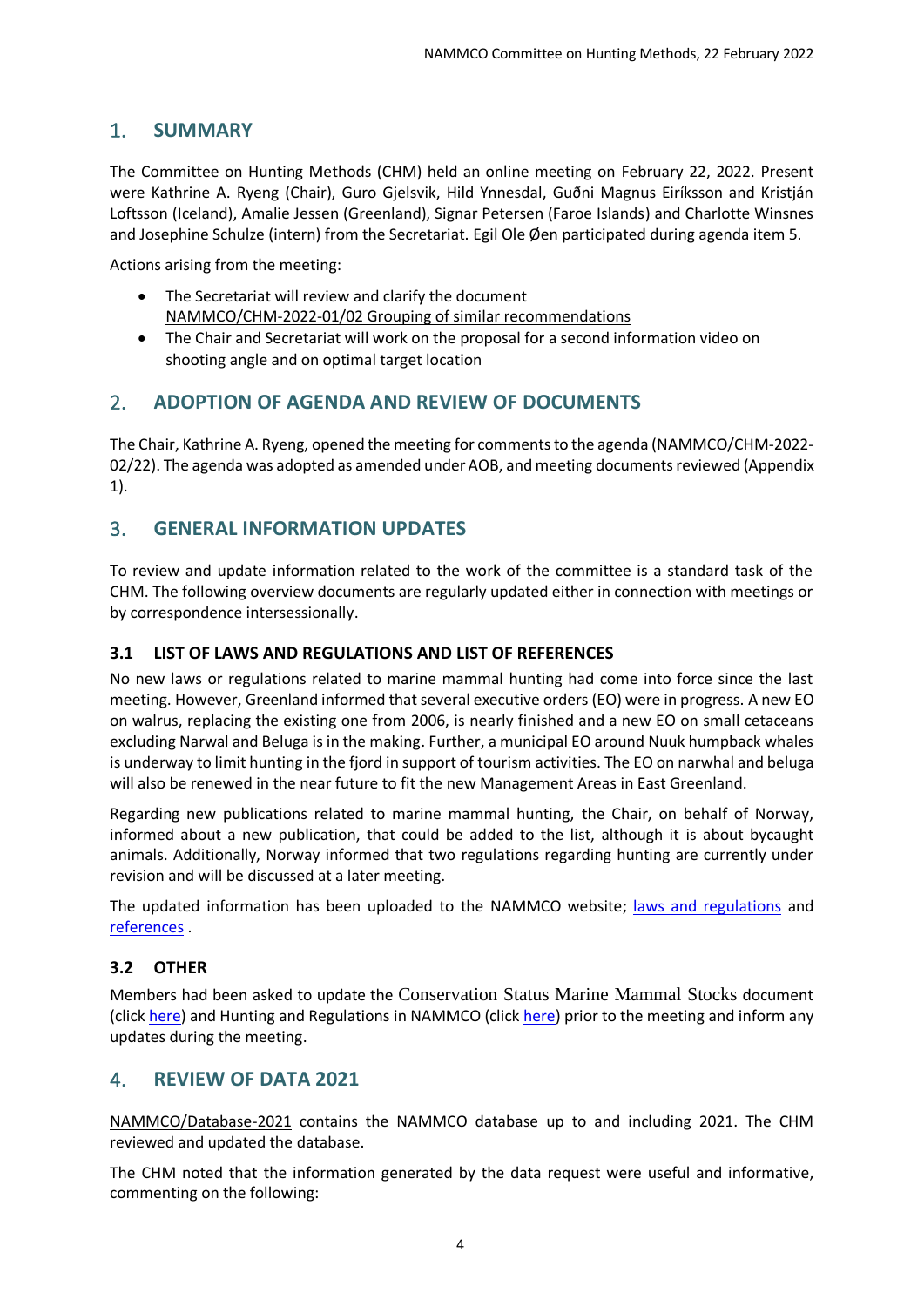## 1. SUMMARY

The Committee on Hunting Methods (CHM) held an online meeting on February 22, 2022. Present were Kathrine A. Ryeng (Chair), Guro Gjelsvik, Hild Ynnesdal, Guðni Magnus Eiríksson and Kristján Loftsson (Iceland), Amalie Jessen (Greenland), Signar Petersen (Faroe Islands) and Charlotte Winsnes and Josephine Schulze (intern) from the Secretariat. Egil Ole Øen participated during agenda item 5.

Actions arising from the meeting:

- The Secretariat will review and clarify the document NAMMCO/CHM-2022-01/02 Grouping of similar recommendations
- The Chair and Secretariat will work on the proposal for a second information video on shooting angle and on optimal target location

## 2. ADOPTION OF AGENDA AND REVIEW OF DOCUMENTS

The Chair, Kathrine A. Ryeng, opened the meeting for comments to the agenda (NAMMCO/CHM-2022-02/22). The agenda was adopted as amended under AOB, and meeting documents reviewed (Appendix 1).

## 3. GENERAL INFORMATION UPDATES

To review and update information related to the work of the committee is a standard task of the CHM. The following overview documents are regularly updated either in connection with meetings or by correspondence intersessionally.

### 3.1 LIST OF LAWS AND REGULATIONS AND LIST OF REFERENCES

No new laws or regulations related to marine mammal hunting had come into force since the last meeting. However, Greenland informed that several executive orders (EO) were in progress. A new EO on walrus, replacing the existing one from 2006, is nearly finished and a new EO on small cetaceans excluding Narwal and Beluga is in the making. Further, a municipal EO around Nuuk humpback whales is underway to limit hunting in the fjord in support of tourism activities. The EO on narwhal and beluga will also be renewed in the near future to fit the new Management Areas in East Greenland.

Regarding new publications related to marine mammal hunting, the Chair, on behalf of Norway, informed about a new publication, that could be added to the list, although it is about bycaught animals. Additionally, Norway informed that two regulations regarding hunting are currently under revision and will be discussed at a later meeting.

The updated information has been uploaded to the NAMMCO website; laws and regulations and references .

### 3.2 OTHER

Members had been asked to update the Conservation Status Marine Mammal Stocks document (click here) and Hunting and Regulations in NAMMCO (click here) prior to the meeting and inform any updates during the meeting.

## 4. REVIEW OF DATA 2021

NAMMCO/Database-2021 contains the NAMMCO database up to and including 2021. The CHM reviewed and updated the database.

The CHM noted that the information generated by the data request were useful and informative, commenting on the following: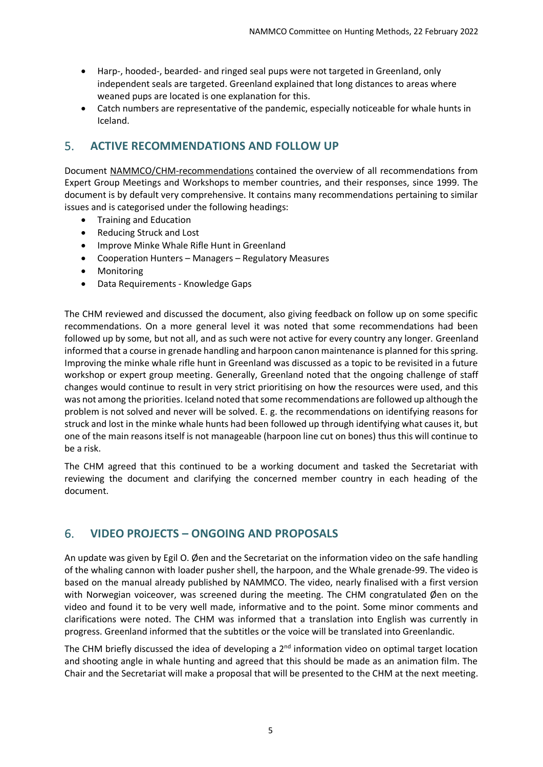- Harp-, hooded-, bearded- and ringed seal pups were not targeted in Greenland, only independent seals are targeted. Greenland explained that long distances to areas where weaned pups are located is one explanation for this.
- Catch numbers are representative of the pandemic, especially noticeable for whale hunts in Iceland.

## 5. ACTIVE RECOMMENDATIONS AND FOLLOW UP

Document NAMMCO/CHM-recommendations contained the overview of all recommendations from Expert Group Meetings and Workshops to member countries, and their responses, since 1999. The document is by default very comprehensive. It contains many recommendations pertaining to similar issues and is categorised under the following headings:

- Training and Education
- Reducing Struck and Lost
- Improve Minke Whale Rifle Hunt in Greenland
- Cooperation Hunters – Managers – Regulatory Measures
- Monitoring
- Data Requirements - Knowledge Gaps

The CHM reviewed and discussed the document, also giving feedback on follow up on some specific recommendations. On a more general level it was noted that some recommendations had been followed up by some, but not all, and as such were not active for every country any longer. Greenland informed that a course in grenade handling and harpoon canon maintenance is planned for this spring. Improving the minke whale rifle hunt in Greenland was discussed as a topic to be revisited in a future workshop or expert group meeting. Generally, Greenland noted that the ongoing challenge of staff changes would continue to result in very strict prioritising on how the resources were used, and this was not among the priorities. Iceland noted that some recommendations are followed up although the problem is not solved and never will be solved. E. g. the recommendations on identifying reasons for struck and lost in the minke whale hunts had been followed up through identifying what causes it, but one of the main reasons itself is not manageable (harpoon line cut on bones) thus this will continue to be a risk.

The CHM agreed that this continued to be a working document and tasked the Secretariat with reviewing the document and clarifying the concerned member country in each heading of the document.

## 6. VIDEO PROJECTS – ONGOING AND PROPOSALS

An update was given by Egil O. Øen and the Secretariat on the information video on the safe handling of the whaling cannon with loader pusher shell, the harpoon, and the Whale grenade-99. The video is based on the manual already published by NAMMCO. The video, nearly finalised with a first version with Norwegian voiceover, was screened during the meeting. The CHM congratulated Øen on the video and found it to be very well made, informative and to the point. Some minor comments and clarifications were noted. The CHM was informed that a translation into English was currently in progress. Greenland informed that the subtitles or the voice will be translated into Greenlandic.

The CHM briefly discussed the idea of developing a 2nd information video on optimal target location and shooting angle in whale hunting and agreed that this should be made as an animation film. The Chair and the Secretariat will make a proposal that will be presented to the CHM at the next meeting.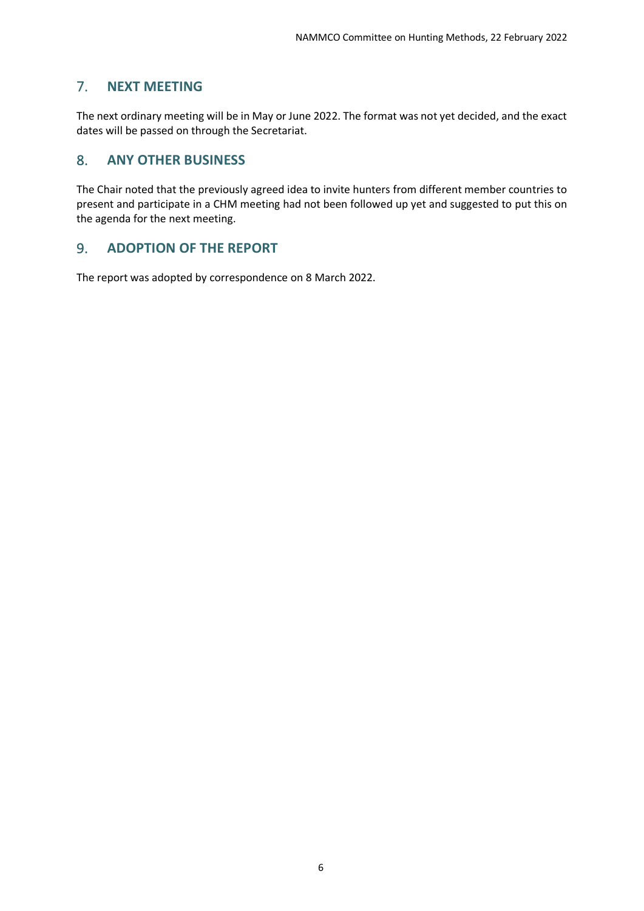## 7. NEXT MEETING

The next ordinary meeting will be in May or June 2022. The format was not yet decided, and the exact dates will be passed on through the Secretariat.

## 8. ANY OTHER BUSINESS

The Chair noted that the previously agreed idea to invite hunters from different member countries to present and participate in a CHM meeting had not been followed up yet and suggested to put this on the agenda for the next meeting.

## 9. ADOPTION OF THE REPORT

The report was adopted by correspondence on 8 March 2022.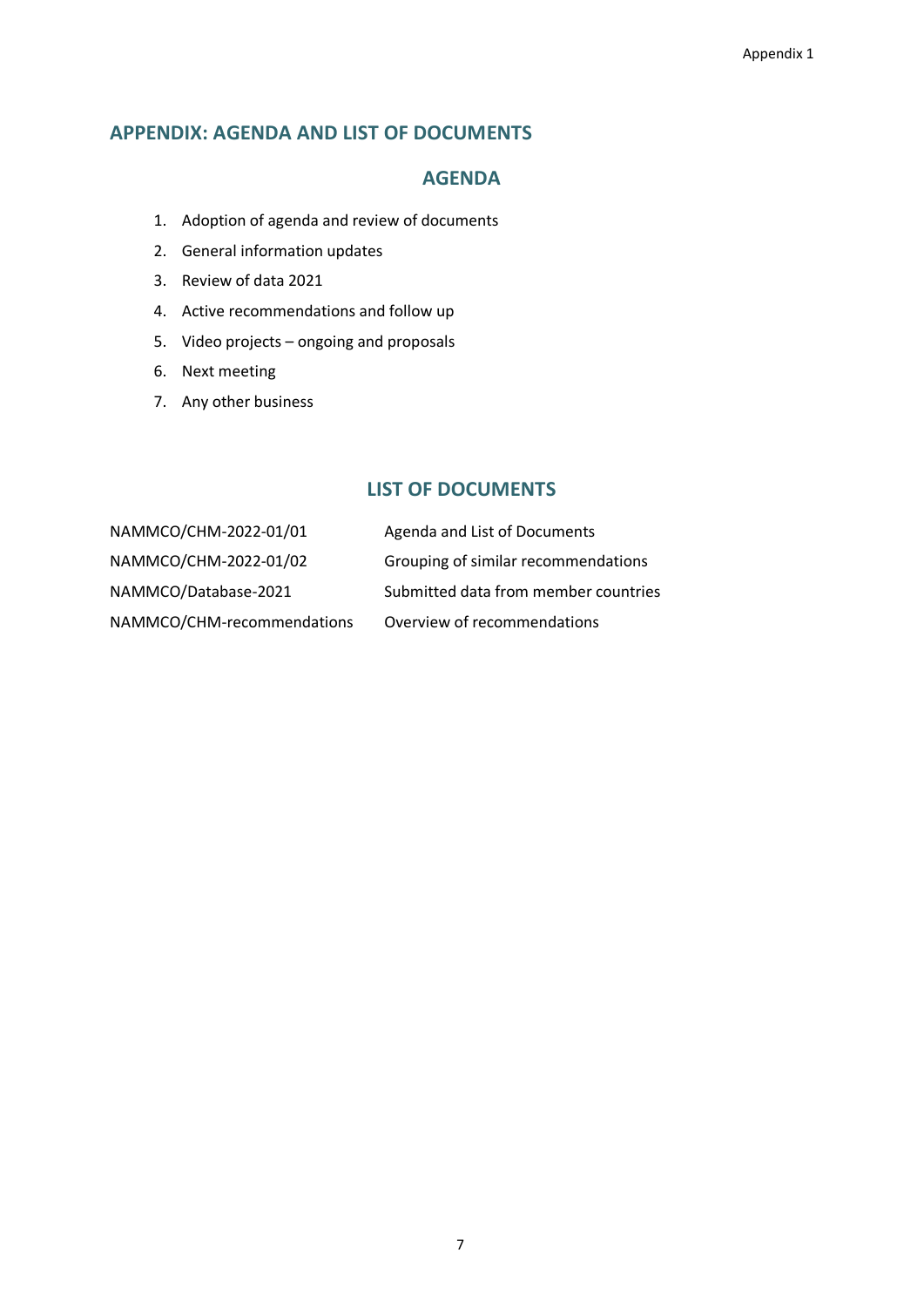# APPENDIX: AGENDA AND LIST OF DOCUMENTS

## AGENDA

1. Adoption of agenda and review of documents
2. General information updates
3. Review of data 2021
4. Active recommendations and follow up
5. Video projects – ongoing and proposals
6. Next meeting
7. Any other business

## LIST OF DOCUMENTS

| | |
|---|---|
| NAMMCO/CHM-2022-01/01 | Agenda and List of Documents |
| NAMMCO/CHM-2022-01/02 | Grouping of similar recommendations |
| NAMMCO/Database-2021 | Submitted data from member countries |
| NAMMCO/CHM-recommendations | Overview of recommendations |